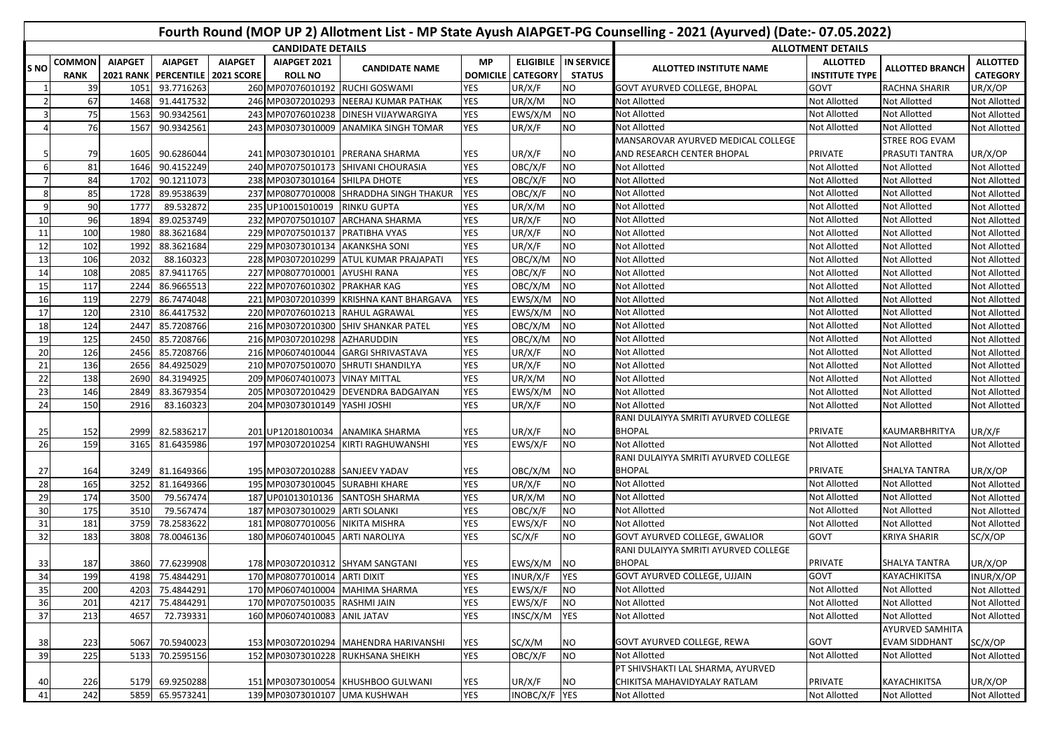# Fourth Round (MOP UP 2) Allotment List - MP State Ayush AIAPGET-PG Counselling - 2021 (Ayurved) (Date:- 07.05.2022)

| | CANDIDATE DETAILS | | | | | | | | | ALLOTMENT DETAILS | | | |
|---|---|---|---|---|---|---|---|---|---|---|---|---|---|
| S NO | COMMON RANK | AIAPGET 2021 RANK | AIAPGET PERCENTILE | AIAPGET 2021 SCORE | AIAPGET 2021 ROLL NO | CANDIDATE NAME | MP DOMICILE | ELIGIBILE CATEGORY | IN SERVICE STATUS | ALLOTTED INSTITUTE NAME | ALLOTTED INSTITUTE TYPE | ALLOTTED BRANCH | ALLOTTED CATEGORY |
| 1 | 39 | 1051 | 93.7716263 | 260 | MP07076010192 | RUCHI GOSWAMI | YES | UR/X/F | NO | GOVT AYURVED COLLEGE, BHOPAL | GOVT | RACHNA SHARIR | UR/X/OP |
| 2 | 67 | 1468 | 91.4417532 | 246 | MP03072010293 | NEERAJ KUMAR PATHAK | YES | UR/X/M | NO | Not Allotted | Not Allotted | Not Allotted | Not Allotted |
| 3 | 75 | 1563 | 90.9342561 | 243 | MP07076010238 | DINESH VIJAYWARGIYA | YES | EWS/X/M | NO | Not Allotted | Not Allotted | Not Allotted | Not Allotted |
| 4 | 76 | 1567 | 90.9342561 | 243 | MP03073010009 | ANAMIKA SINGH TOMAR | YES | UR/X/F | NO | Not Allotted | Not Allotted | Not Allotted | Not Allotted |
| 5 | 79 | 1605 | 90.6286044 | 241 | MP03073010101 | PRERANA SHARMA | YES | UR/X/F | NO | MANSAROVAR AYURVED MEDICAL COLLEGE AND RESEARCH CENTER BHOPAL | PRIVATE | STREE ROG EVAM PRASUTI TANTRA | UR/X/OP |
| 6 | 81 | 1646 | 90.4152249 | 240 | MP07075010173 | SHIVANI CHOURASIA | YES | OBC/X/F | NO | Not Allotted | Not Allotted | Not Allotted | Not Allotted |
| 7 | 84 | 1702 | 90.1211073 | 238 | MP03073010164 | SHILPA DHOTE | YES | OBC/X/F | NO | Not Allotted | Not Allotted | Not Allotted | Not Allotted |
| 8 | 85 | 1728 | 89.9538639 | 237 | MP08077010008 | SHRADDHA SINGH THAKUR | YES | OBC/X/F | NO | Not Allotted | Not Allotted | Not Allotted | Not Allotted |
| 9 | 90 | 1777 | 89.532872 | 235 | UP10015010019 | RINKU GUPTA | YES | UR/X/M | NO | Not Allotted | Not Allotted | Not Allotted | Not Allotted |
| 10 | 96 | 1894 | 89.0253749 | 232 | MP07075010107 | ARCHANA SHARMA | YES | UR/X/F | NO | Not Allotted | Not Allotted | Not Allotted | Not Allotted |
| 11 | 100 | 1980 | 88.3621684 | 229 | MP07075010137 | PRATIBHA VYAS | YES | UR/X/F | NO | Not Allotted | Not Allotted | Not Allotted | Not Allotted |
| 12 | 102 | 1992 | 88.3621684 | 229 | MP03073010134 | AKANKSHA SONI | YES | UR/X/F | NO | Not Allotted | Not Allotted | Not Allotted | Not Allotted |
| 13 | 106 | 2032 | 88.160323 | 228 | MP03072010299 | ATUL KUMAR PRAJAPATI | YES | OBC/X/M | NO | Not Allotted | Not Allotted | Not Allotted | Not Allotted |
| 14 | 108 | 2085 | 87.9411765 | 227 | MP08077010001 | AYUSHI RANA | YES | OBC/X/F | NO | Not Allotted | Not Allotted | Not Allotted | Not Allotted |
| 15 | 117 | 2244 | 86.9665513 | 222 | MP07076010302 | PRAKHAR KAG | YES | OBC/X/M | NO | Not Allotted | Not Allotted | Not Allotted | Not Allotted |
| 16 | 119 | 2279 | 86.7474048 | 221 | MP03072010399 | KRISHNA KANT BHARGAVA | YES | EWS/X/M | NO | Not Allotted | Not Allotted | Not Allotted | Not Allotted |
| 17 | 120 | 2310 | 86.4417532 | 220 | MP07076010213 | RAHUL AGRAWAL | YES | EWS/X/M | NO | Not Allotted | Not Allotted | Not Allotted | Not Allotted |
| 18 | 124 | 2447 | 85.7208766 | 216 | MP03072010300 | SHIV SHANKAR PATEL | YES | OBC/X/M | NO | Not Allotted | Not Allotted | Not Allotted | Not Allotted |
| 19 | 125 | 2450 | 85.7208766 | 216 | MP03072010298 | AZHARUDDIN | YES | OBC/X/M | NO | Not Allotted | Not Allotted | Not Allotted | Not Allotted |
| 20 | 126 | 2456 | 85.7208766 | 216 | MP06074010044 | GARGI SHRIVASTAVA | YES | UR/X/F | NO | Not Allotted | Not Allotted | Not Allotted | Not Allotted |
| 21 | 136 | 2656 | 84.4925029 | 210 | MP07075010070 | SHRUTI SHANDILYA | YES | UR/X/F | NO | Not Allotted | Not Allotted | Not Allotted | Not Allotted |
| 22 | 138 | 2690 | 84.3194925 | 209 | MP06074010073 | VINAY MITTAL | YES | UR/X/M | NO | Not Allotted | Not Allotted | Not Allotted | Not Allotted |
| 23 | 146 | 2849 | 83.3679354 | 205 | MP03072010429 | DEVENDRA BADGAIYAN | YES | EWS/X/M | NO | Not Allotted | Not Allotted | Not Allotted | Not Allotted |
| 24 | 150 | 2916 | 83.160323 | 204 | MP03073010149 | YASHI JOSHI | YES | UR/X/F | NO | Not Allotted | Not Allotted | Not Allotted | Not Allotted |
| 25 | 152 | 2999 | 82.5836217 | 201 | UP12018010034 | ANAMIKA SHARMA | YES | UR/X/F | NO | RANI DULAIYYA SMRITI AYURVED COLLEGE BHOPAL | PRIVATE | KAUMARBHRITYA | UR/X/F |
| 26 | 159 | 3165 | 81.6435986 | 197 | MP03072010254 | KIRTI RAGHUWANSHI | YES | EWS/X/F | NO | Not Allotted | Not Allotted | Not Allotted | Not Allotted |
| 27 | 164 | 3249 | 81.1649366 | 195 | MP03072010288 | SANJEEV YADAV | YES | OBC/X/M | NO | RANI DULAIYYA SMRITI AYURVED COLLEGE BHOPAL | PRIVATE | SHALYA TANTRA | UR/X/OP |
| 28 | 165 | 3252 | 81.1649366 | 195 | MP03073010045 | SURABHI KHARE | YES | UR/X/F | NO | Not Allotted | Not Allotted | Not Allotted | Not Allotted |
| 29 | 174 | 3500 | 79.567474 | 187 | UP01013010136 | SANTOSH SHARMA | YES | UR/X/M | NO | Not Allotted | Not Allotted | Not Allotted | Not Allotted |
| 30 | 175 | 3510 | 79.567474 | 187 | MP03073010029 | ARTI SOLANKI | YES | OBC/X/F | NO | Not Allotted | Not Allotted | Not Allotted | Not Allotted |
| 31 | 181 | 3759 | 78.2583622 | 181 | MP08077010056 | NIKITA MISHRA | YES | EWS/X/F | NO | Not Allotted | Not Allotted | Not Allotted | Not Allotted |
| 32 | 183 | 3808 | 78.0046136 | 180 | MP06074010045 | ARTI NAROLIYA | YES | SC/X/F | NO | GOVT AYURVED COLLEGE, GWALIOR | GOVT | KRIYA SHARIR | SC/X/OP |
| 33 | 187 | 3860 | 77.6239908 | 178 | MP03072010312 | SHYAM SANGTANI | YES | EWS/X/M | NO | RANI DULAIYYA SMRITI AYURVED COLLEGE BHOPAL | PRIVATE | SHALYA TANTRA | UR/X/OP |
| 34 | 199 | 4198 | 75.4844291 | 170 | MP08077010014 | ARTI DIXIT | YES | INUR/X/F | YES | GOVT AYURVED COLLEGE, UJJAIN | GOVT | KAYACHIKITSA | INUR/X/OP |
| 35 | 200 | 4203 | 75.4844291 | 170 | MP06074010004 | MAHIMA SHARMA | YES | EWS/X/F | NO | Not Allotted | Not Allotted | Not Allotted | Not Allotted |
| 36 | 201 | 4217 | 75.4844291 | 170 | MP07075010035 | RASHMI JAIN | YES | EWS/X/F | NO | Not Allotted | Not Allotted | Not Allotted | Not Allotted |
| 37 | 213 | 4657 | 72.739331 | 160 | MP06074010083 | ANIL JATAV | YES | INSC/X/M | YES | Not Allotted | Not Allotted | Not Allotted | Not Allotted |
| 38 | 223 | 5067 | 70.5940023 | 153 | MP03072010294 | MAHENDRA HARIVANSHI | YES | SC/X/M | NO | GOVT AYURVED COLLEGE, REWA | GOVT | AYURVED SAMHITA EVAM SIDDHANT | SC/X/OP |
| 39 | 225 | 5133 | 70.2595156 | 152 | MP03073010228 | RUKHSANA SHEIKH | YES | OBC/X/F | NO | Not Allotted | Not Allotted | Not Allotted | Not Allotted |
| 40 | 226 | 5179 | 69.9250288 | 151 | MP03073010054 | KHUSHBOO GULWANI | YES | UR/X/F | NO | PT SHIVSHAKTI LAL SHARMA, AYURVED CHIKITSA MAHAVIDYALAY RATLAM | PRIVATE | KAYACHIKITSA | UR/X/OP |
| 41 | 242 | 5859 | 65.9573241 | 139 | MP03073010107 | UMA KUSHWAH | YES | INOBC/X/F | YES | Not Allotted | Not Allotted | Not Allotted | Not Allotted |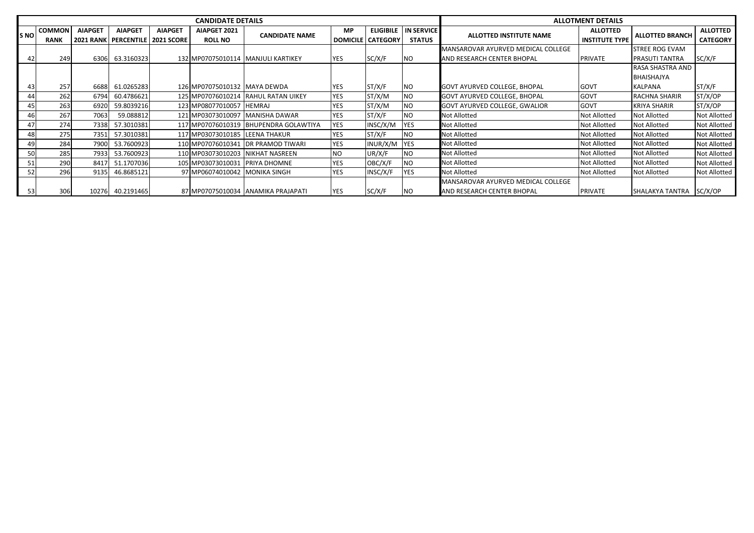| | CANDIDATE DETAILS | | | | | | | | | | ALLOTMENT DETAILS | | | |
|---|---|---|---|---|---|---|---|---|---|---|---|---|---|---|
| S NO | COMMON RANK | AIAPGET 2021 RANK | AIAPGET PERCENTILE | AIAPGET 2021 SCORE | AIAPGET 2021 ROLL NO | CANDIDATE NAME | MP DOMICILE | ELIGIBILE CATEGORY | IN SERVICE STATUS | ALLOTTED INSTITUTE NAME | ALLOTTED INSTITUTE TYPE | ALLOTTED BRANCH | ALLOTTED CATEGORY |
| 42 | 249 | 6306 | 63.3160323 | 132 | MP07075010114 | MANJULI KARTIKEY | YES | SC/X/F | NO | MANSAROVAR AYURVED MEDICAL COLLEGE AND RESEARCH CENTER BHOPAL | PRIVATE | STREE ROG EVAM PRASUTI TANTRA | SC/X/F |
| 43 | 257 | 6688 | 61.0265283 | 126 | MP07075010132 | MAYA DEWDA | YES | ST/X/F | NO | GOVT AYURVED COLLEGE, BHOPAL | GOVT | RASA SHASTRA AND BHAISHAJYA KALPANA | ST/X/F |
| 44 | 262 | 6794 | 60.4786621 | 125 | MP07076010214 | RAHUL RATAN UIKEY | YES | ST/X/M | NO | GOVT AYURVED COLLEGE, BHOPAL | GOVT | RACHNA SHARIR | ST/X/OP |
| 45 | 263 | 6920 | 59.8039216 | 123 | MP08077010057 | HEMRAJ | YES | ST/X/M | NO | GOVT AYURVED COLLEGE, GWALIOR | GOVT | KRIYA SHARIR | ST/X/OP |
| 46 | 267 | 7063 | 59.088812 | 121 | MP03073010097 | MANISHA DAWAR | YES | ST/X/F | NO | Not Allotted | Not Allotted | Not Allotted | Not Allotted |
| 47 | 274 | 7338 | 57.3010381 | 117 | MP07076010319 | BHUPENDRA GOLAWTIYA | YES | INSC/X/M | YES | Not Allotted | Not Allotted | Not Allotted | Not Allotted |
| 48 | 275 | 7351 | 57.3010381 | 117 | MP03073010185 | LEENA THAKUR | YES | ST/X/F | NO | Not Allotted | Not Allotted | Not Allotted | Not Allotted |
| 49 | 284 | 7900 | 53.7600923 | 110 | MP07076010341 | DR PRAMOD TIWARI | YES | INUR/X/M | YES | Not Allotted | Not Allotted | Not Allotted | Not Allotted |
| 50 | 285 | 7933 | 53.7600923 | 110 | MP03073010203 | NIKHAT NASREEN | NO | UR/X/F | NO | Not Allotted | Not Allotted | Not Allotted | Not Allotted |
| 51 | 290 | 8417 | 51.1707036 | 105 | MP03073010031 | PRIYA DHOMNE | YES | OBC/X/F | NO | Not Allotted | Not Allotted | Not Allotted | Not Allotted |
| 52 | 296 | 9135 | 46.8685121 | 97 | MP06074010042 | MONIKA SINGH | YES | INSC/X/F | YES | Not Allotted | Not Allotted | Not Allotted | Not Allotted |
| 53 | 306 | 10276 | 40.2191465 | 87 | MP07075010034 | ANAMIKA PRAJAPATI | YES | SC/X/F | NO | MANSAROVAR AYURVED MEDICAL COLLEGE AND RESEARCH CENTER BHOPAL | PRIVATE | SHALAKYA TANTRA | SC/X/OP |